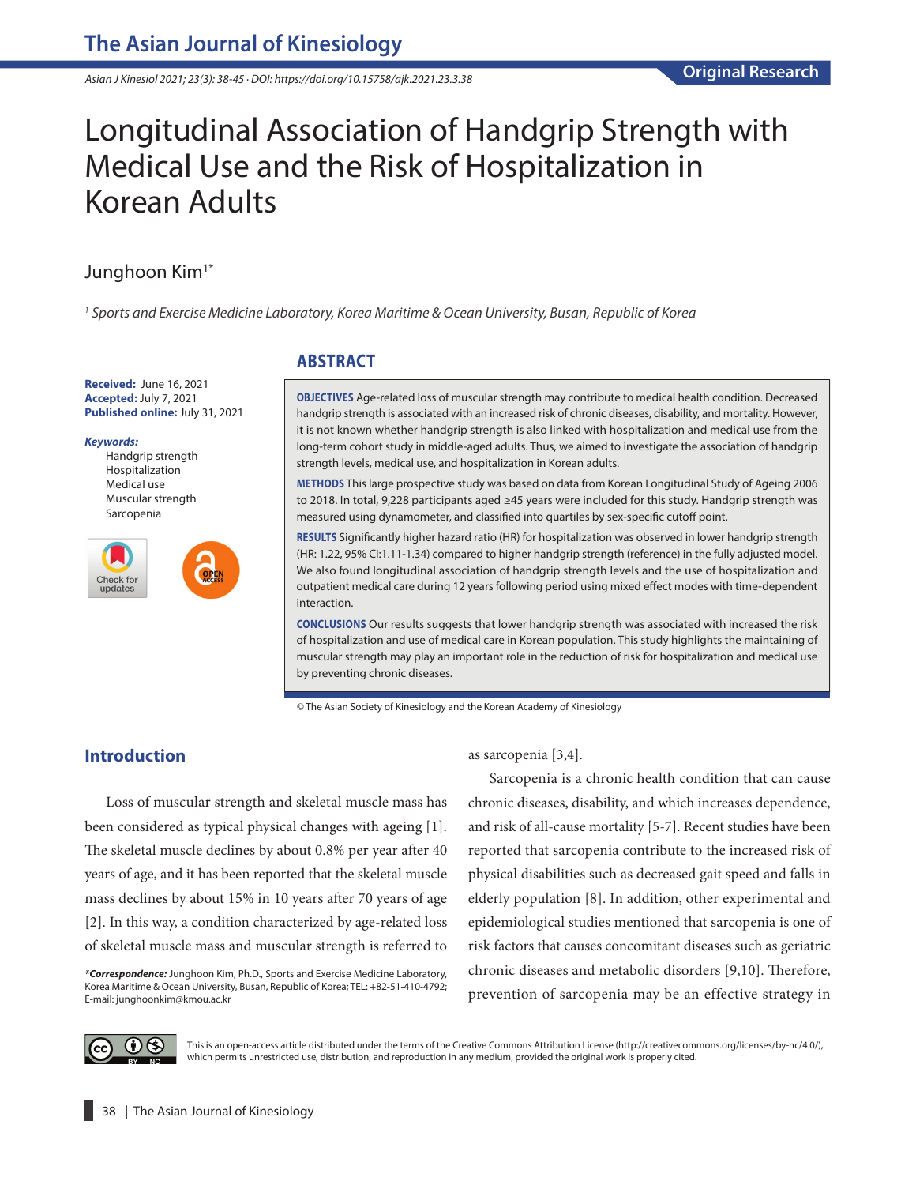# Longitudinal Association of Handgrip Strength with Medical Use and the Risk of Hospitalization in Korean Adults

Junghoon Kim[1*]

[1] Sports and Exercise Medicine Laboratory, Korea Maritime & Ocean University, Busan, Republic of Korea

**Received:** June 16, 2021
**Accepted:** July 7, 2021
**Published online:** July 31, 2021

***Keywords:***
Handgrip strength
Hospitalization
Medical use
Muscular strength
Sarcopenia

## ABSTRACT

**OBJECTIVES** Age-related loss of muscular strength may contribute to medical health condition. Decreased handgrip strength is associated with an increased risk of chronic diseases, disability, and mortality. However, it is not known whether handgrip strength is also linked with hospitalization and medical use from the long-term cohort study in middle-aged adults. Thus, we aimed to investigate the association of handgrip strength levels, medical use, and hospitalization in Korean adults.

**METHODS** This large prospective study was based on data from Korean Longitudinal Study of Ageing 2006 to 2018. In total, 9,228 participants aged ≥45 years were included for this study. Handgrip strength was measured using dynamometer, and classified into quartiles by sex-specific cutoff point.

**RESULTS** Significantly higher hazard ratio (HR) for hospitalization was observed in lower handgrip strength (HR: 1.22, 95% CI:1.11-1.34) compared to higher handgrip strength (reference) in the fully adjusted model. We also found longitudinal association of handgrip strength levels and the use of hospitalization and outpatient medical care during 12 years following period using mixed effect modes with time-dependent interaction.

**CONCLUSIONS** Our results suggests that lower handgrip strength was associated with increased the risk of hospitalization and use of medical care in Korean population. This study highlights the maintaining of muscular strength may play an important role in the reduction of risk for hospitalization and medical use by preventing chronic diseases.

© The Asian Society of Kinesiology and the Korean Academy of Kinesiology

## Introduction

Loss of muscular strength and skeletal muscle mass has been considered as typical physical changes with ageing [1]. The skeletal muscle declines by about 0.8% per year after 40 years of age, and it has been reported that the skeletal muscle mass declines by about 15% in 10 years after 70 years of age [2]. In this way, a condition characterized by age-related loss of skeletal muscle mass and muscular strength is referred to as sarcopenia [3,4].

Sarcopenia is a chronic health condition that can cause chronic diseases, disability, and which increases dependence, and risk of all-cause mortality [5-7]. Recent studies have been reported that sarcopenia contribute to the increased risk of physical disabilities such as decreased gait speed and falls in elderly population [8]. In addition, other experimental and epidemiological studies mentioned that sarcopenia is one of risk factors that causes concomitant diseases such as geriatric chronic diseases and metabolic disorders [9,10]. Therefore, prevention of sarcopenia may be an effective strategy in

***Correspondence:** Junghoon Kim, Ph.D., Sports and Exercise Medicine Laboratory, Korea Maritime & Ocean University, Busan, Republic of Korea; TEL: +82-51-410-4792; E-mail: junghoonkim@kmou.ac.kr

This is an open-access article distributed under the terms of the Creative Commons Attribution License (http://creativecommons.org/licenses/by-nc/4.0/), which permits unrestricted use, distribution, and reproduction in any medium, provided the original work is properly cited.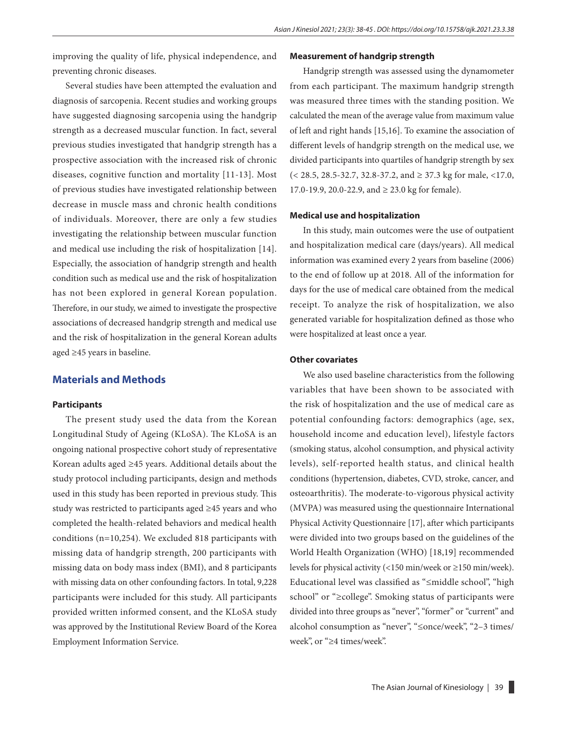improving the quality of life, physical independence, and preventing chronic diseases.

Several studies have been attempted the evaluation and diagnosis of sarcopenia. Recent studies and working groups have suggested diagnosing sarcopenia using the handgrip strength as a decreased muscular function. In fact, several previous studies investigated that handgrip strength has a prospective association with the increased risk of chronic diseases, cognitive function and mortality [11-13]. Most of previous studies have investigated relationship between decrease in muscle mass and chronic health conditions of individuals. Moreover, there are only a few studies investigating the relationship between muscular function and medical use including the risk of hospitalization [14]. Especially, the association of handgrip strength and health condition such as medical use and the risk of hospitalization has not been explored in general Korean population. Therefore, in our study, we aimed to investigate the prospective associations of decreased handgrip strength and medical use and the risk of hospitalization in the general Korean adults aged ≥45 years in baseline.

## Materials and Methods

### Participants

The present study used the data from the Korean Longitudinal Study of Ageing (KLoSA). The KLoSA is an ongoing national prospective cohort study of representative Korean adults aged ≥45 years. Additional details about the study protocol including participants, design and methods used in this study has been reported in previous study. This study was restricted to participants aged ≥45 years and who completed the health-related behaviors and medical health conditions (n=10,254). We excluded 818 participants with missing data of handgrip strength, 200 participants with missing data on body mass index (BMI), and 8 participants with missing data on other confounding factors. In total, 9,228 participants were included for this study. All participants provided written informed consent, and the KLoSA study was approved by the Institutional Review Board of the Korea Employment Information Service.

### Measurement of handgrip strength

Handgrip strength was assessed using the dynamometer from each participant. The maximum handgrip strength was measured three times with the standing position. We calculated the mean of the average value from maximum value of left and right hands [15,16]. To examine the association of different levels of handgrip strength on the medical use, we divided participants into quartiles of handgrip strength by sex (< 28.5, 28.5-32.7, 32.8-37.2, and ≥ 37.3 kg for male, <17.0, 17.0-19.9, 20.0-22.9, and ≥ 23.0 kg for female).

### Medical use and hospitalization

In this study, main outcomes were the use of outpatient and hospitalization medical care (days/years). All medical information was examined every 2 years from baseline (2006) to the end of follow up at 2018. All of the information for days for the use of medical care obtained from the medical receipt. To analyze the risk of hospitalization, we also generated variable for hospitalization defined as those who were hospitalized at least once a year.

### Other covariates

We also used baseline characteristics from the following variables that have been shown to be associated with the risk of hospitalization and the use of medical care as potential confounding factors: demographics (age, sex, household income and education level), lifestyle factors (smoking status, alcohol consumption, and physical activity levels), self-reported health status, and clinical health conditions (hypertension, diabetes, CVD, stroke, cancer, and osteoarthritis). The moderate-to-vigorous physical activity (MVPA) was measured using the questionnaire International Physical Activity Questionnaire [17], after which participants were divided into two groups based on the guidelines of the World Health Organization (WHO) [18,19] recommended levels for physical activity (<150 min/week or ≥150 min/week). Educational level was classified as "≤middle school", "high school" or "≥college". Smoking status of participants were divided into three groups as "never", "former" or "current" and alcohol consumption as "never", "≤once/week", "2–3 times/week", or "≥4 times/week".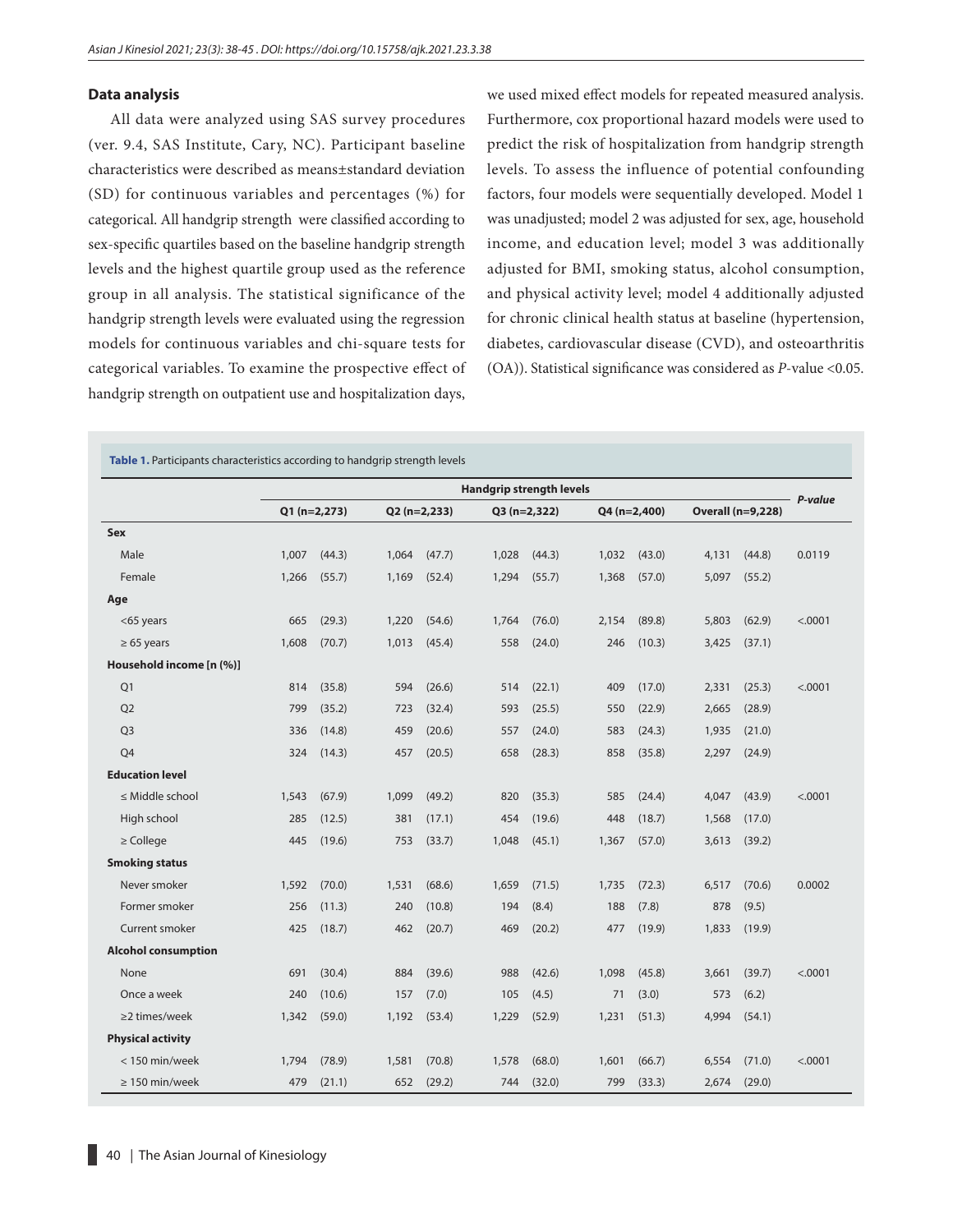### Data analysis

All data were analyzed using SAS survey procedures (ver. 9.4, SAS Institute, Cary, NC). Participant baseline characteristics were described as means±standard deviation (SD) for continuous variables and percentages (%) for categorical. All handgrip strength were classified according to sex-specific quartiles based on the baseline handgrip strength levels and the highest quartile group used as the reference group in all analysis. The statistical significance of the handgrip strength levels were evaluated using the regression models for continuous variables and chi-square tests for categorical variables. To examine the prospective effect of handgrip strength on outpatient use and hospitalization days, we used mixed effect models for repeated measured analysis. Furthermore, cox proportional hazard models were used to predict the risk of hospitalization from handgrip strength levels. To assess the influence of potential confounding factors, four models were sequentially developed. Model 1 was unadjusted; model 2 was adjusted for sex, age, household income, and education level; model 3 was additionally adjusted for BMI, smoking status, alcohol consumption, and physical activity level; model 4 additionally adjusted for chronic clinical health status at baseline (hypertension, diabetes, cardiovascular disease (CVD), and osteoarthritis (OA)). Statistical significance was considered as *P*-value <0.05.

**Table 1.** Participants characteristics according to handgrip strength levels

| | Handgrip strength levels | | | | | | | | | | *P-value* |
|---|---|---|---|---|---|---|---|---|---|---|---|
| | Q1 (n=2,273) | | Q2 (n=2,233) | | Q3 (n=2,322) | | Q4 (n=2,400) | | Overall (n=9,228) | | |
| **Sex** | | | | | | | | | | | |
| Male | 1,007 | (44.3) | 1,064 | (47.7) | 1,028 | (44.3) | 1,032 | (43.0) | 4,131 | (44.8) | 0.0119 |
| Female | 1,266 | (55.7) | 1,169 | (52.4) | 1,294 | (55.7) | 1,368 | (57.0) | 5,097 | (55.2) | |
| **Age** | | | | | | | | | | | |
| <65 years | 665 | (29.3) | 1,220 | (54.6) | 1,764 | (76.0) | 2,154 | (89.8) | 5,803 | (62.9) | <.0001 |
| ≥ 65 years | 1,608 | (70.7) | 1,013 | (45.4) | 558 | (24.0) | 246 | (10.3) | 3,425 | (37.1) | |
| **Household income [n (%)]** | | | | | | | | | | | |
| Q1 | 814 | (35.8) | 594 | (26.6) | 514 | (22.1) | 409 | (17.0) | 2,331 | (25.3) | <.0001 |
| Q2 | 799 | (35.2) | 723 | (32.4) | 593 | (25.5) | 550 | (22.9) | 2,665 | (28.9) | |
| Q3 | 336 | (14.8) | 459 | (20.6) | 557 | (24.0) | 583 | (24.3) | 1,935 | (21.0) | |
| Q4 | 324 | (14.3) | 457 | (20.5) | 658 | (28.3) | 858 | (35.8) | 2,297 | (24.9) | |
| **Education level** | | | | | | | | | | | |
| ≤ Middle school | 1,543 | (67.9) | 1,099 | (49.2) | 820 | (35.3) | 585 | (24.4) | 4,047 | (43.9) | <.0001 |
| High school | 285 | (12.5) | 381 | (17.1) | 454 | (19.6) | 448 | (18.7) | 1,568 | (17.0) | |
| ≥ College | 445 | (19.6) | 753 | (33.7) | 1,048 | (45.1) | 1,367 | (57.0) | 3,613 | (39.2) | |
| **Smoking status** | | | | | | | | | | | |
| Never smoker | 1,592 | (70.0) | 1,531 | (68.6) | 1,659 | (71.5) | 1,735 | (72.3) | 6,517 | (70.6) | 0.0002 |
| Former smoker | 256 | (11.3) | 240 | (10.8) | 194 | (8.4) | 188 | (7.8) | 878 | (9.5) | |
| Current smoker | 425 | (18.7) | 462 | (20.7) | 469 | (20.2) | 477 | (19.9) | 1,833 | (19.9) | |
| **Alcohol consumption** | | | | | | | | | | | |
| None | 691 | (30.4) | 884 | (39.6) | 988 | (42.6) | 1,098 | (45.8) | 3,661 | (39.7) | <.0001 |
| Once a week | 240 | (10.6) | 157 | (7.0) | 105 | (4.5) | 71 | (3.0) | 573 | (6.2) | |
| ≥2 times/week | 1,342 | (59.0) | 1,192 | (53.4) | 1,229 | (52.9) | 1,231 | (51.3) | 4,994 | (54.1) | |
| **Physical activity** | | | | | | | | | | | |
| < 150 min/week | 1,794 | (78.9) | 1,581 | (70.8) | 1,578 | (68.0) | 1,601 | (66.7) | 6,554 | (71.0) | <.0001 |
| ≥ 150 min/week | 479 | (21.1) | 652 | (29.2) | 744 | (32.0) | 799 | (33.3) | 2,674 | (29.0) | |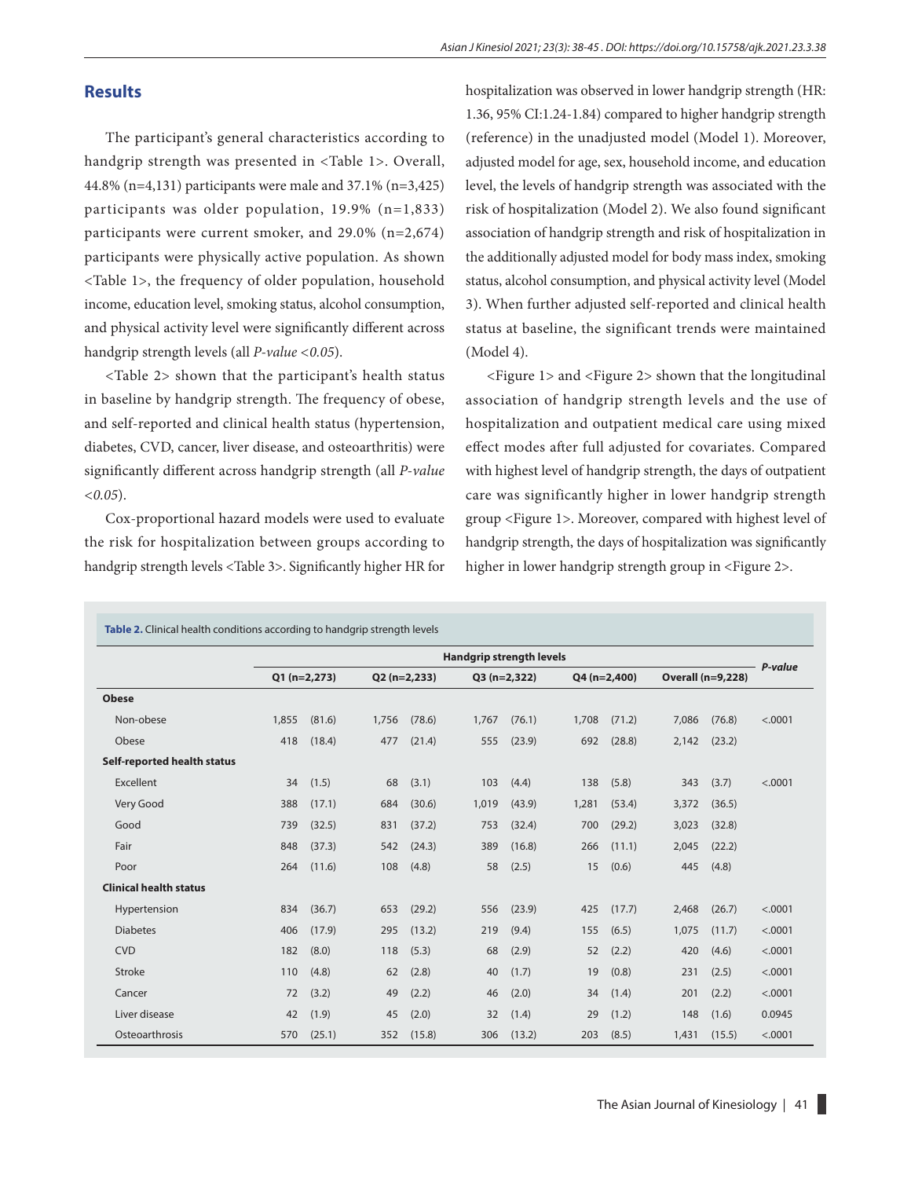## Results

The participant's general characteristics according to handgrip strength was presented in <Table 1>. Overall, 44.8% (n=4,131) participants were male and 37.1% (n=3,425) participants was older population, 19.9% (n=1,833) participants were current smoker, and 29.0% (n=2,674) participants were physically active population. As shown <Table 1>, the frequency of older population, household income, education level, smoking status, alcohol consumption, and physical activity level were significantly different across handgrip strength levels (all *P-value <0.05*).

<Table 2> shown that the participant's health status in baseline by handgrip strength. The frequency of obese, and self-reported and clinical health status (hypertension, diabetes, CVD, cancer, liver disease, and osteoarthritis) were significantly different across handgrip strength (all *P-value <0.05*).

Cox-proportional hazard models were used to evaluate the risk for hospitalization between groups according to handgrip strength levels <Table 3>. Significantly higher HR for hospitalization was observed in lower handgrip strength (HR: 1.36, 95% CI:1.24-1.84) compared to higher handgrip strength (reference) in the unadjusted model (Model 1). Moreover, adjusted model for age, sex, household income, and education level, the levels of handgrip strength was associated with the risk of hospitalization (Model 2). We also found significant association of handgrip strength and risk of hospitalization in the additionally adjusted model for body mass index, smoking status, alcohol consumption, and physical activity level (Model 3). When further adjusted self-reported and clinical health status at baseline, the significant trends were maintained (Model 4).

<Figure 1> and <Figure 2> shown that the longitudinal association of handgrip strength levels and the use of hospitalization and outpatient medical care using mixed effect modes after full adjusted for covariates. Compared with highest level of handgrip strength, the days of outpatient care was significantly higher in lower handgrip strength group <Figure 1>. Moreover, compared with highest level of handgrip strength, the days of hospitalization was significantly higher in lower handgrip strength group in <Figure 2>.

**Table 2.** Clinical health conditions according to handgrip strength levels

| | Handgrip strength levels | | | | | | | | | | *P-value* |
|---|---|---|---|---|---|---|---|---|---|---|---|
| | Q1 (n=2,273) | | Q2 (n=2,233) | | Q3 (n=2,322) | | Q4 (n=2,400) | | Overall (n=9,228) | | |
| **Obese** | | | | | | | | | | | |
| Non-obese | 1,855 | (81.6) | 1,756 | (78.6) | 1,767 | (76.1) | 1,708 | (71.2) | 7,086 | (76.8) | <.0001 |
| Obese | 418 | (18.4) | 477 | (21.4) | 555 | (23.9) | 692 | (28.8) | 2,142 | (23.2) | |
| **Self-reported health status** | | | | | | | | | | | |
| Excellent | 34 | (1.5) | 68 | (3.1) | 103 | (4.4) | 138 | (5.8) | 343 | (3.7) | <.0001 |
| Very Good | 388 | (17.1) | 684 | (30.6) | 1,019 | (43.9) | 1,281 | (53.4) | 3,372 | (36.5) | |
| Good | 739 | (32.5) | 831 | (37.2) | 753 | (32.4) | 700 | (29.2) | 3,023 | (32.8) | |
| Fair | 848 | (37.3) | 542 | (24.3) | 389 | (16.8) | 266 | (11.1) | 2,045 | (22.2) | |
| Poor | 264 | (11.6) | 108 | (4.8) | 58 | (2.5) | 15 | (0.6) | 445 | (4.8) | |
| **Clinical health status** | | | | | | | | | | | |
| Hypertension | 834 | (36.7) | 653 | (29.2) | 556 | (23.9) | 425 | (17.7) | 2,468 | (26.7) | <.0001 |
| Diabetes | 406 | (17.9) | 295 | (13.2) | 219 | (9.4) | 155 | (6.5) | 1,075 | (11.7) | <.0001 |
| CVD | 182 | (8.0) | 118 | (5.3) | 68 | (2.9) | 52 | (2.2) | 420 | (4.6) | <.0001 |
| Stroke | 110 | (4.8) | 62 | (2.8) | 40 | (1.7) | 19 | (0.8) | 231 | (2.5) | <.0001 |
| Cancer | 72 | (3.2) | 49 | (2.2) | 46 | (2.0) | 34 | (1.4) | 201 | (2.2) | <.0001 |
| Liver disease | 42 | (1.9) | 45 | (2.0) | 32 | (1.4) | 29 | (1.2) | 148 | (1.6) | 0.0945 |
| Osteoarthrosis | 570 | (25.1) | 352 | (15.8) | 306 | (13.2) | 203 | (8.5) | 1,431 | (15.5) | <.0001 |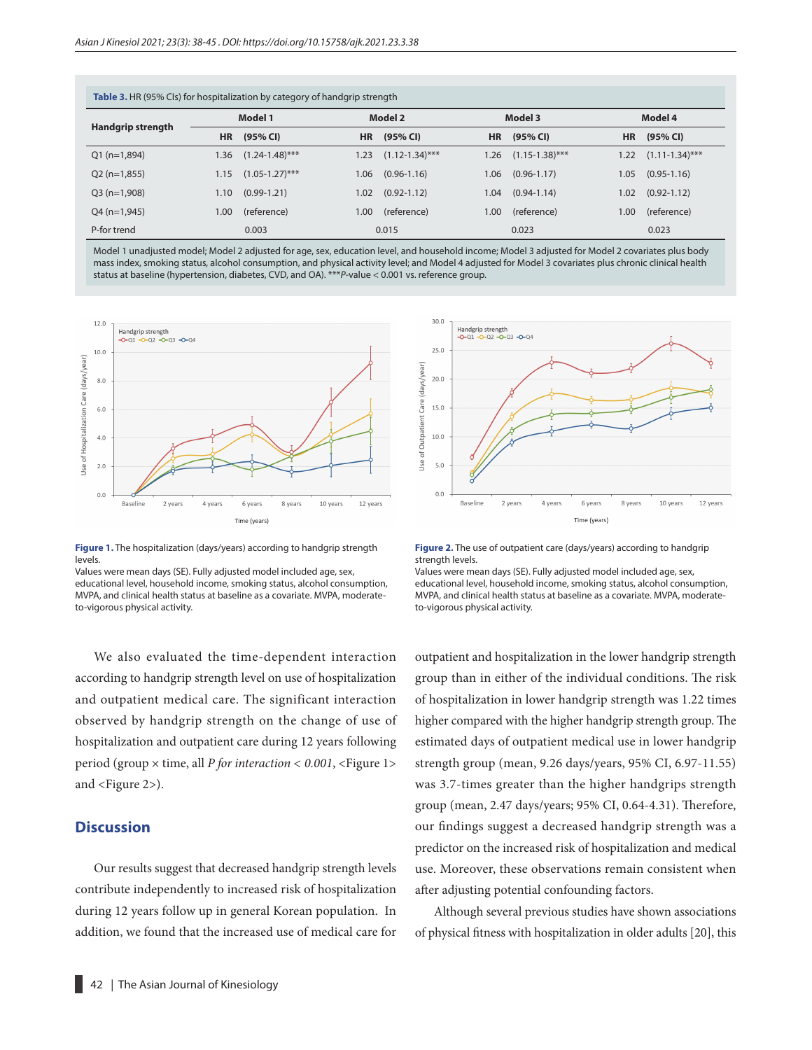**Table 3.** HR (95% CIs) for hospitalization by category of handgrip strength

| Handgrip strength | Model 1 | | Model 2 | | Model 3 | | Model 4 | |
|---|---|---|---|---|---|---|---|---|
| | HR | (95% CI) | HR | (95% CI) | HR | (95% CI) | HR | (95% CI) |
| Q1 (n=1,894) | 1.36 | (1.24-1.48)*** | 1.23 | (1.12-1.34)*** | 1.26 | (1.15-1.38)*** | 1.22 | (1.11-1.34)*** |
| Q2 (n=1,855) | 1.15 | (1.05-1.27)*** | 1.06 | (0.96-1.16) | 1.06 | (0.96-1.17) | 1.05 | (0.95-1.16) |
| Q3 (n=1,908) | 1.10 | (0.99-1.21) | 1.02 | (0.92-1.12) | 1.04 | (0.94-1.14) | 1.02 | (0.92-1.12) |
| Q4 (n=1,945) | 1.00 | (reference) | 1.00 | (reference) | 1.00 | (reference) | 1.00 | (reference) |
| P-for trend | | 0.003 | | 0.015 | | 0.023 | | 0.023 |

Model 1 unadjusted model; Model 2 adjusted for age, sex, education level, and household income; Model 3 adjusted for Model 2 covariates plus body mass index, smoking status, alcohol consumption, and physical activity level; and Model 4 adjusted for Model 3 covariates plus chronic clinical health status at baseline (hypertension, diabetes, CVD, and OA). ****P*-value < 0.001 vs. reference group.

**Figure 1.** The hospitalization (days/years) according to handgrip strength levels.
Values were mean days (SE). Fully adjusted model included age, sex, educational level, household income, smoking status, alcohol consumption, MVPA, and clinical health status at baseline as a covariate. MVPA, moderate-to-vigorous physical activity.

**Figure 2.** The use of outpatient care (days/years) according to handgrip strength levels.
Values were mean days (SE). Fully adjusted model included age, sex, educational level, household income, smoking status, alcohol consumption, MVPA, and clinical health status at baseline as a covariate. MVPA, moderate-to-vigorous physical activity.

We also evaluated the time-dependent interaction according to handgrip strength level on use of hospitalization and outpatient medical care. The significant interaction observed by handgrip strength on the change of use of hospitalization and outpatient care during 12 years following period (group × time, all *P for interaction < 0.001*, <Figure 1> and <Figure 2>).

## Discussion

Our results suggest that decreased handgrip strength levels contribute independently to increased risk of hospitalization during 12 years follow up in general Korean population. In addition, we found that the increased use of medical care for outpatient and hospitalization in the lower handgrip strength group than in either of the individual conditions. The risk of hospitalization in lower handgrip strength was 1.22 times higher compared with the higher handgrip strength group. The estimated days of outpatient medical use in lower handgrip strength group (mean, 9.26 days/years, 95% CI, 6.97-11.55) was 3.7-times greater than the higher handgrips strength group (mean, 2.47 days/years; 95% CI, 0.64-4.31). Therefore, our findings suggest a decreased handgrip strength was a predictor on the increased risk of hospitalization and medical use. Moreover, these observations remain consistent when after adjusting potential confounding factors.

Although several previous studies have shown associations of physical fitness with hospitalization in older adults [20], this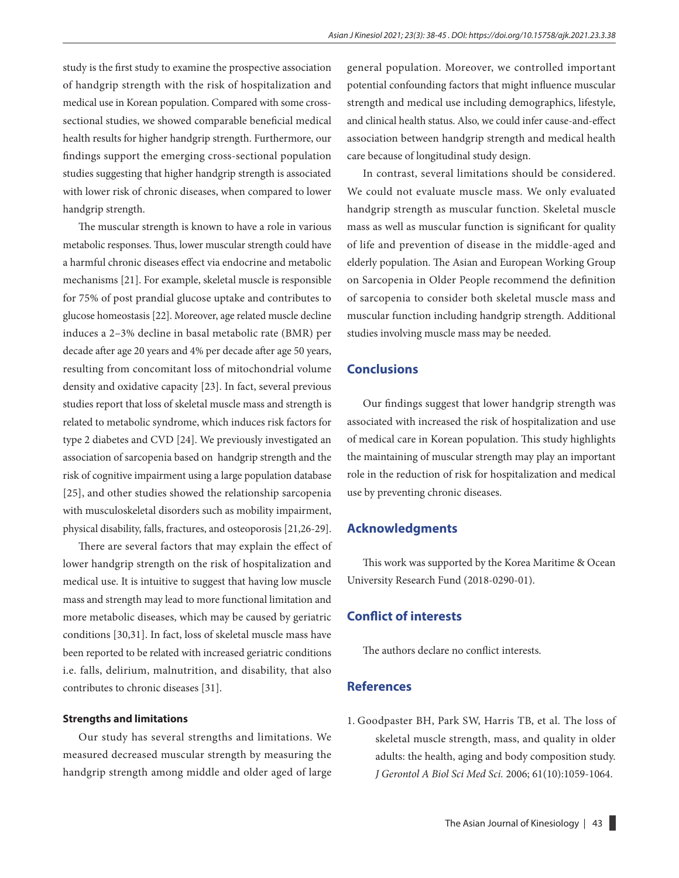study is the first study to examine the prospective association of handgrip strength with the risk of hospitalization and medical use in Korean population. Compared with some cross-sectional studies, we showed comparable beneficial medical health results for higher handgrip strength. Furthermore, our findings support the emerging cross-sectional population studies suggesting that higher handgrip strength is associated with lower risk of chronic diseases, when compared to lower handgrip strength.

The muscular strength is known to have a role in various metabolic responses. Thus, lower muscular strength could have a harmful chronic diseases effect via endocrine and metabolic mechanisms [21]. For example, skeletal muscle is responsible for 75% of post prandial glucose uptake and contributes to glucose homeostasis [22]. Moreover, age related muscle decline induces a 2–3% decline in basal metabolic rate (BMR) per decade after age 20 years and 4% per decade after age 50 years, resulting from concomitant loss of mitochondrial volume density and oxidative capacity [23]. In fact, several previous studies report that loss of skeletal muscle mass and strength is related to metabolic syndrome, which induces risk factors for type 2 diabetes and CVD [24]. We previously investigated an association of sarcopenia based on handgrip strength and the risk of cognitive impairment using a large population database [25], and other studies showed the relationship sarcopenia with musculoskeletal disorders such as mobility impairment, physical disability, falls, fractures, and osteoporosis [21,26-29].

There are several factors that may explain the effect of lower handgrip strength on the risk of hospitalization and medical use. It is intuitive to suggest that having low muscle mass and strength may lead to more functional limitation and more metabolic diseases, which may be caused by geriatric conditions [30,31]. In fact, loss of skeletal muscle mass have been reported to be related with increased geriatric conditions i.e. falls, delirium, malnutrition, and disability, that also contributes to chronic diseases [31].

### Strengths and limitations

Our study has several strengths and limitations. We measured decreased muscular strength by measuring the handgrip strength among middle and older aged of large general population. Moreover, we controlled important potential confounding factors that might influence muscular strength and medical use including demographics, lifestyle, and clinical health status. Also, we could infer cause-and-effect association between handgrip strength and medical health care because of longitudinal study design.

In contrast, several limitations should be considered. We could not evaluate muscle mass. We only evaluated handgrip strength as muscular function. Skeletal muscle mass as well as muscular function is significant for quality of life and prevention of disease in the middle-aged and elderly population. The Asian and European Working Group on Sarcopenia in Older People recommend the definition of sarcopenia to consider both skeletal muscle mass and muscular function including handgrip strength. Additional studies involving muscle mass may be needed.

## Conclusions

Our findings suggest that lower handgrip strength was associated with increased the risk of hospitalization and use of medical care in Korean population. This study highlights the maintaining of muscular strength may play an important role in the reduction of risk for hospitalization and medical use by preventing chronic diseases.

## Acknowledgments

This work was supported by the Korea Maritime & Ocean University Research Fund (2018-0290-01).

## Conflict of interests

The authors declare no conflict interests.

## References

1. Goodpaster BH, Park SW, Harris TB, et al. The loss of skeletal muscle strength, mass, and quality in older adults: the health, aging and body composition study. *J Gerontol A Biol Sci Med Sci.* 2006; 61(10):1059-1064.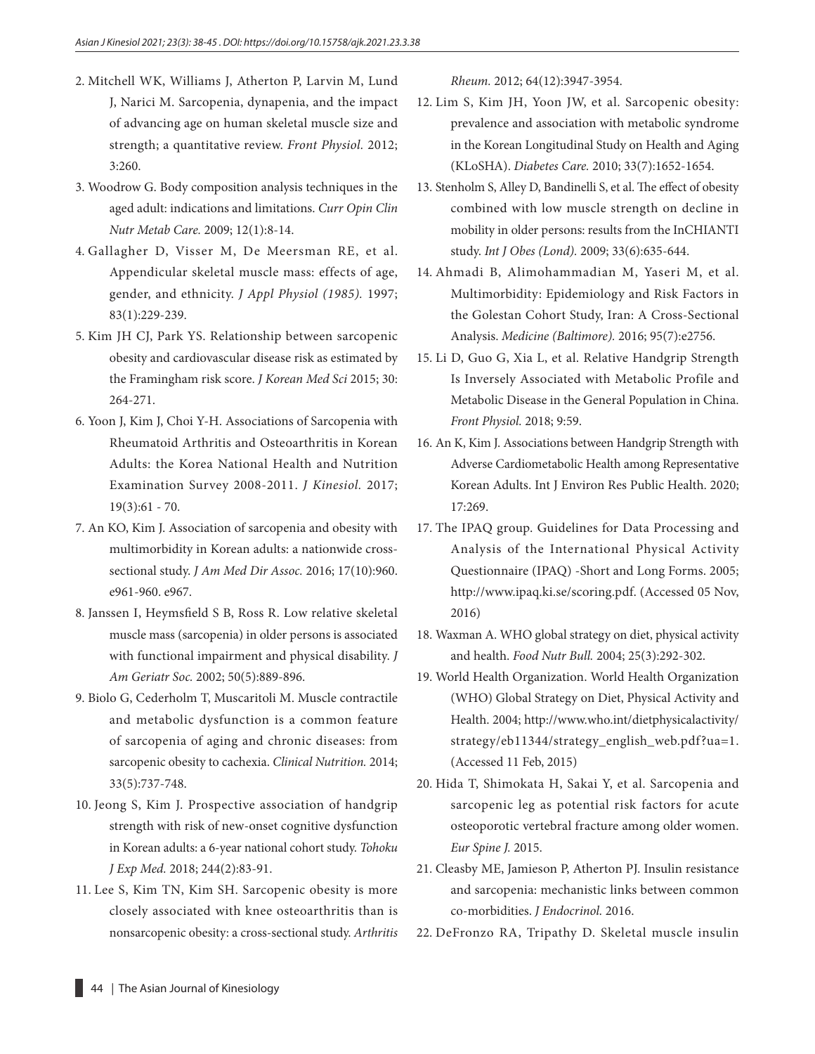2. Mitchell WK, Williams J, Atherton P, Larvin M, Lund J, Narici M. Sarcopenia, dynapenia, and the impact of advancing age on human skeletal muscle size and strength; a quantitative review. *Front Physiol.* 2012; 3:260.
3. Woodrow G. Body composition analysis techniques in the aged adult: indications and limitations. *Curr Opin Clin Nutr Metab Care.* 2009; 12(1):8-14.
4. Gallagher D, Visser M, De Meersman RE, et al. Appendicular skeletal muscle mass: effects of age, gender, and ethnicity. *J Appl Physiol (1985).* 1997; 83(1):229-239.
5. Kim JH CJ, Park YS. Relationship between sarcopenic obesity and cardiovascular disease risk as estimated by the Framingham risk score. *J Korean Med Sci* 2015; 30: 264-271.
6. Yoon J, Kim J, Choi Y-H. Associations of Sarcopenia with Rheumatoid Arthritis and Osteoarthritis in Korean Adults: the Korea National Health and Nutrition Examination Survey 2008-2011. *J Kinesiol.* 2017; 19(3):61 - 70.
7. An KO, Kim J. Association of sarcopenia and obesity with multimorbidity in Korean adults: a nationwide cross-sectional study. *J Am Med Dir Assoc.* 2016; 17(10):960. e961-960. e967.
8. Janssen I, Heymsfield S B, Ross R. Low relative skeletal muscle mass (sarcopenia) in older persons is associated with functional impairment and physical disability. *J Am Geriatr Soc.* 2002; 50(5):889-896.
9. Biolo G, Cederholm T, Muscaritoli M. Muscle contractile and metabolic dysfunction is a common feature of sarcopenia of aging and chronic diseases: from sarcopenic obesity to cachexia. *Clinical Nutrition.* 2014; 33(5):737-748.
10. Jeong S, Kim J. Prospective association of handgrip strength with risk of new-onset cognitive dysfunction in Korean adults: a 6-year national cohort study. *Tohoku J Exp Med.* 2018; 244(2):83-91.
11. Lee S, Kim TN, Kim SH. Sarcopenic obesity is more closely associated with knee osteoarthritis than is nonsarcopenic obesity: a cross-sectional study. *Arthritis Rheum.* 2012; 64(12):3947-3954.
12. Lim S, Kim JH, Yoon JW, et al. Sarcopenic obesity: prevalence and association with metabolic syndrome in the Korean Longitudinal Study on Health and Aging (KLoSHA). *Diabetes Care.* 2010; 33(7):1652-1654.
13. Stenholm S, Alley D, Bandinelli S, et al. The effect of obesity combined with low muscle strength on decline in mobility in older persons: results from the InCHIANTI study. *Int J Obes (Lond).* 2009; 33(6):635-644.
14. Ahmadi B, Alimohammadian M, Yaseri M, et al. Multimorbidity: Epidemiology and Risk Factors in the Golestan Cohort Study, Iran: A Cross-Sectional Analysis. *Medicine (Baltimore).* 2016; 95(7):e2756.
15. Li D, Guo G, Xia L, et al. Relative Handgrip Strength Is Inversely Associated with Metabolic Profile and Metabolic Disease in the General Population in China. *Front Physiol.* 2018; 9:59.
16. An K, Kim J. Associations between Handgrip Strength with Adverse Cardiometabolic Health among Representative Korean Adults. Int J Environ Res Public Health. 2020; 17:269.
17. The IPAQ group. Guidelines for Data Processing and Analysis of the International Physical Activity Questionnaire (IPAQ) -Short and Long Forms. 2005; http://www.ipaq.ki.se/scoring.pdf. (Accessed 05 Nov, 2016)
18. Waxman A. WHO global strategy on diet, physical activity and health. *Food Nutr Bull.* 2004; 25(3):292-302.
19. World Health Organization. World Health Organization (WHO) Global Strategy on Diet, Physical Activity and Health. 2004; http://www.who.int/dietphysicalactivity/strategy/eb11344/strategy_english_web.pdf?ua=1. (Accessed 11 Feb, 2015)
20. Hida T, Shimokata H, Sakai Y, et al. Sarcopenia and sarcopenic leg as potential risk factors for acute osteoporotic vertebral fracture among older women. *Eur Spine J.* 2015.
21. Cleasby ME, Jamieson P, Atherton PJ. Insulin resistance and sarcopenia: mechanistic links between common co-morbidities. *J Endocrinol.* 2016.
22. DeFronzo RA, Tripathy D. Skeletal muscle insulin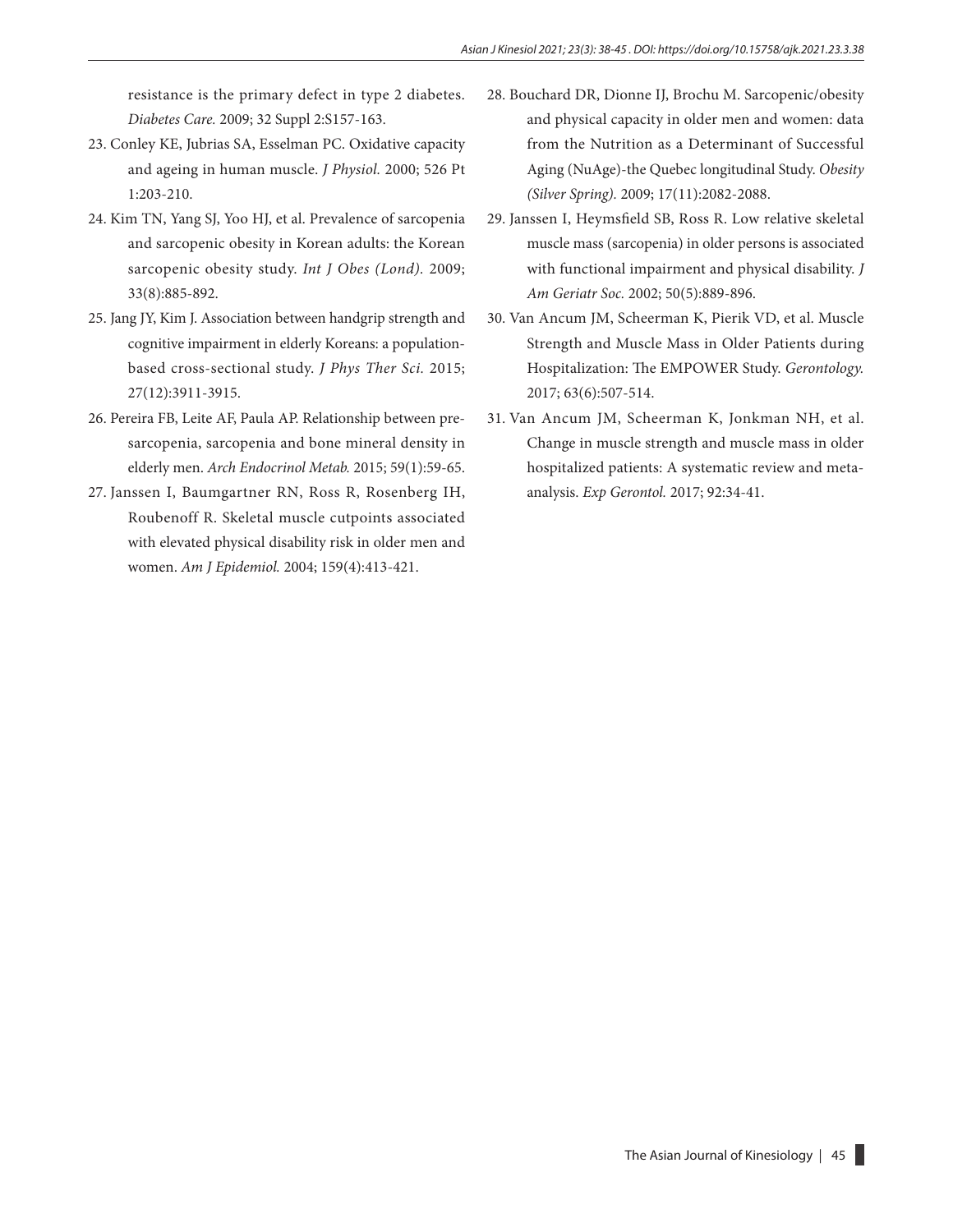resistance is the primary defect in type 2 diabetes. *Diabetes Care.* 2009; 32 Suppl 2:S157-163.

23. Conley KE, Jubrias SA, Esselman PC. Oxidative capacity and ageing in human muscle. *J Physiol.* 2000; 526 Pt 1:203-210.
24. Kim TN, Yang SJ, Yoo HJ, et al. Prevalence of sarcopenia and sarcopenic obesity in Korean adults: the Korean sarcopenic obesity study. *Int J Obes (Lond).* 2009; 33(8):885-892.
25. Jang JY, Kim J. Association between handgrip strength and cognitive impairment in elderly Koreans: a population-based cross-sectional study. *J Phys Ther Sci.* 2015; 27(12):3911-3915.
26. Pereira FB, Leite AF, Paula AP. Relationship between pre-sarcopenia, sarcopenia and bone mineral density in elderly men. *Arch Endocrinol Metab.* 2015; 59(1):59-65.
27. Janssen I, Baumgartner RN, Ross R, Rosenberg IH, Roubenoff R. Skeletal muscle cutpoints associated with elevated physical disability risk in older men and women. *Am J Epidemiol.* 2004; 159(4):413-421.
28. Bouchard DR, Dionne IJ, Brochu M. Sarcopenic/obesity and physical capacity in older men and women: data from the Nutrition as a Determinant of Successful Aging (NuAge)-the Quebec longitudinal Study. *Obesity (Silver Spring).* 2009; 17(11):2082-2088.
29. Janssen I, Heymsfield SB, Ross R. Low relative skeletal muscle mass (sarcopenia) in older persons is associated with functional impairment and physical disability. *J Am Geriatr Soc.* 2002; 50(5):889-896.
30. Van Ancum JM, Scheerman K, Pierik VD, et al. Muscle Strength and Muscle Mass in Older Patients during Hospitalization: The EMPOWER Study. *Gerontology.* 2017; 63(6):507-514.
31. Van Ancum JM, Scheerman K, Jonkman NH, et al. Change in muscle strength and muscle mass in older hospitalized patients: A systematic review and meta-analysis. *Exp Gerontol.* 2017; 92:34-41.